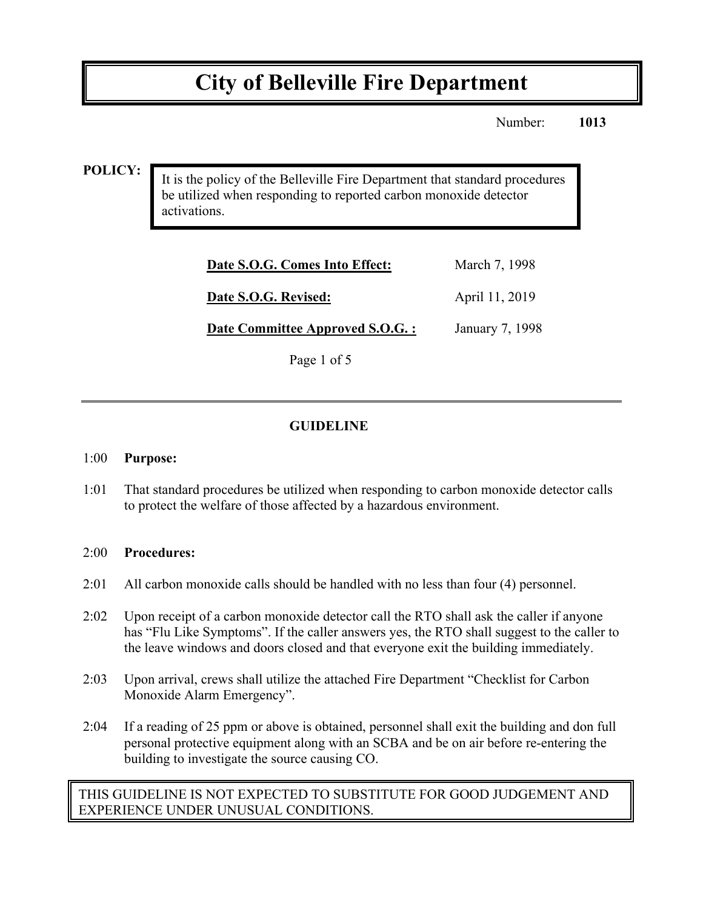# City of Belleville Fire Department

Number: **1013**

**POLICY:**

It is the policy of the Belleville Fire Department that standard procedures be utilized when responding to reported carbon monoxide detector activations.

| | |
|---|---|
| **Date S.O.G. Comes Into Effect:** | March 7, 1998 |
| **Date S.O.G. Revised:** | April 11, 2019 |
| **Date Committee Approved S.O.G. :** | January 7, 1998 |

---

## GUIDELINE

1:00 **Purpose:**

1:01 That standard procedures be utilized when responding to carbon monoxide detector calls to protect the welfare of those affected by a hazardous environment.

2:00 **Procedures:**

2:01 All carbon monoxide calls should be handled with no less than four (4) personnel.

2:02 Upon receipt of a carbon monoxide detector call the RTO shall ask the caller if anyone has "Flu Like Symptoms". If the caller answers yes, the RTO shall suggest to the caller to the leave windows and doors closed and that everyone exit the building immediately.

2:03 Upon arrival, crews shall utilize the attached Fire Department "Checklist for Carbon Monoxide Alarm Emergency".

2:04 If a reading of 25 ppm or above is obtained, personnel shall exit the building and don full personal protective equipment along with an SCBA and be on air before re-entering the building to investigate the source causing CO.

THIS GUIDELINE IS NOT EXPECTED TO SUBSTITUTE FOR GOOD JUDGEMENT AND EXPERIENCE UNDER UNUSUAL CONDITIONS.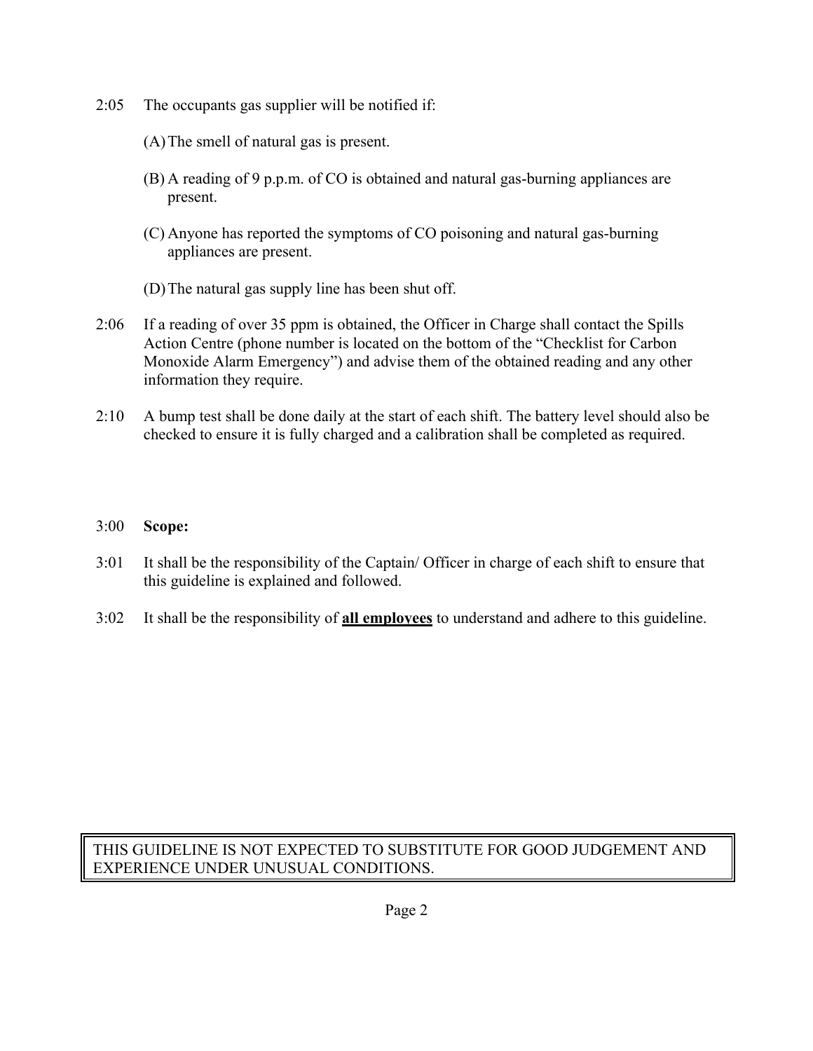2:05 The occupants gas supplier will be notified if:

(A) The smell of natural gas is present.

(B) A reading of 9 p.p.m. of CO is obtained and natural gas-burning appliances are present.

(C) Anyone has reported the symptoms of CO poisoning and natural gas-burning appliances are present.

(D) The natural gas supply line has been shut off.

2:06 If a reading of over 35 ppm is obtained, the Officer in Charge shall contact the Spills Action Centre (phone number is located on the bottom of the "Checklist for Carbon Monoxide Alarm Emergency") and advise them of the obtained reading and any other information they require.

2:10 A bump test shall be done daily at the start of each shift. The battery level should also be checked to ensure it is fully charged and a calibration shall be completed as required.

3:00 **Scope:**

3:01 It shall be the responsibility of the Captain/ Officer in charge of each shift to ensure that this guideline is explained and followed.

3:02 It shall be the responsibility of **<u>all employees</u>** to understand and adhere to this guideline.

THIS GUIDELINE IS NOT EXPECTED TO SUBSTITUTE FOR GOOD JUDGEMENT AND EXPERIENCE UNDER UNUSUAL CONDITIONS.